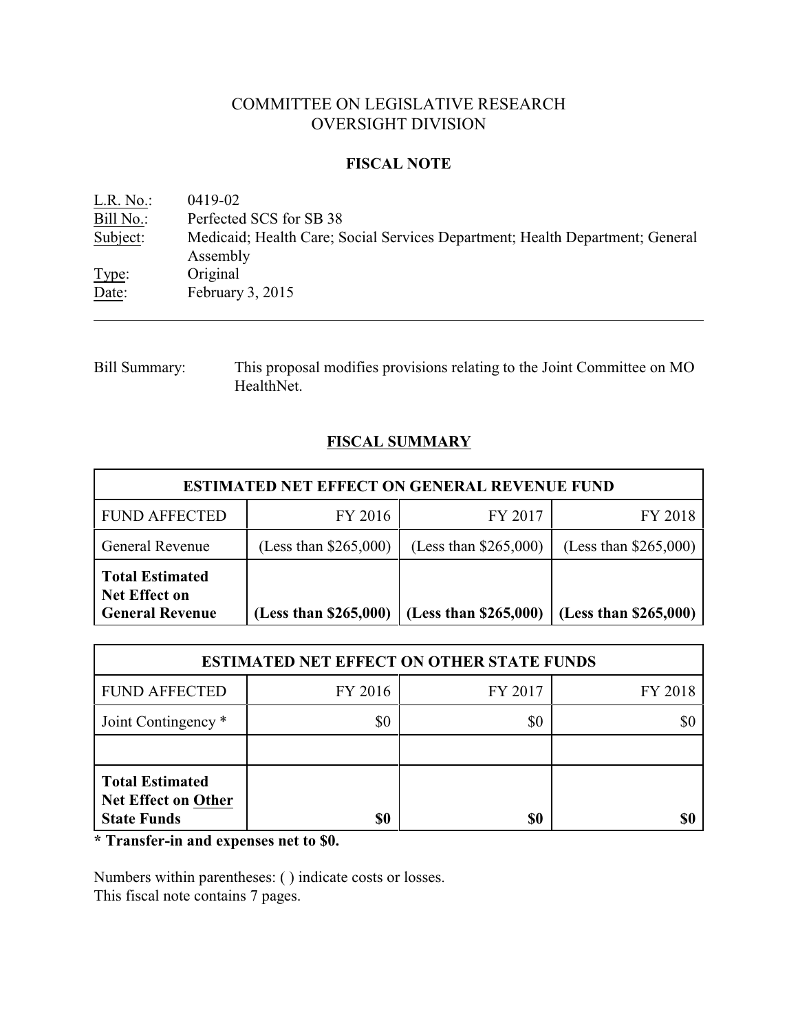# COMMITTEE ON LEGISLATIVE RESEARCH
# OVERSIGHT DIVISION

## FISCAL NOTE

L.R. No.: 0419-02
Bill No.: Perfected SCS for SB 38
Subject: Medicaid; Health Care; Social Services Department; Health Department; General Assembly
Type: Original
Date: February 3, 2015

---

Bill Summary: This proposal modifies provisions relating to the Joint Committee on MO HealthNet.

## FISCAL SUMMARY

| ESTIMATED NET EFFECT ON GENERAL REVENUE FUND | | | |
|---|---|---|---|
| FUND AFFECTED | FY 2016 | FY 2017 | FY 2018 |
| General Revenue | (Less than $265,000) | (Less than $265,000) | (Less than $265,000) |
| **Total Estimated Net Effect on General Revenue** | **(Less than $265,000)** | **(Less than $265,000)** | **(Less than $265,000)** |

| ESTIMATED NET EFFECT ON OTHER STATE FUNDS | | | |
|---|---|---|---|
| FUND AFFECTED | FY 2016 | FY 2017 | FY 2018 |
| Joint Contingency * | $0 | $0 | $0 |
| | | | |
| **Total Estimated Net Effect on Other State Funds** | **$0** | **$0** | **$0** |

**\* Transfer-in and expenses net to $0.**

Numbers within parentheses: ( ) indicate costs or losses.
This fiscal note contains 7 pages.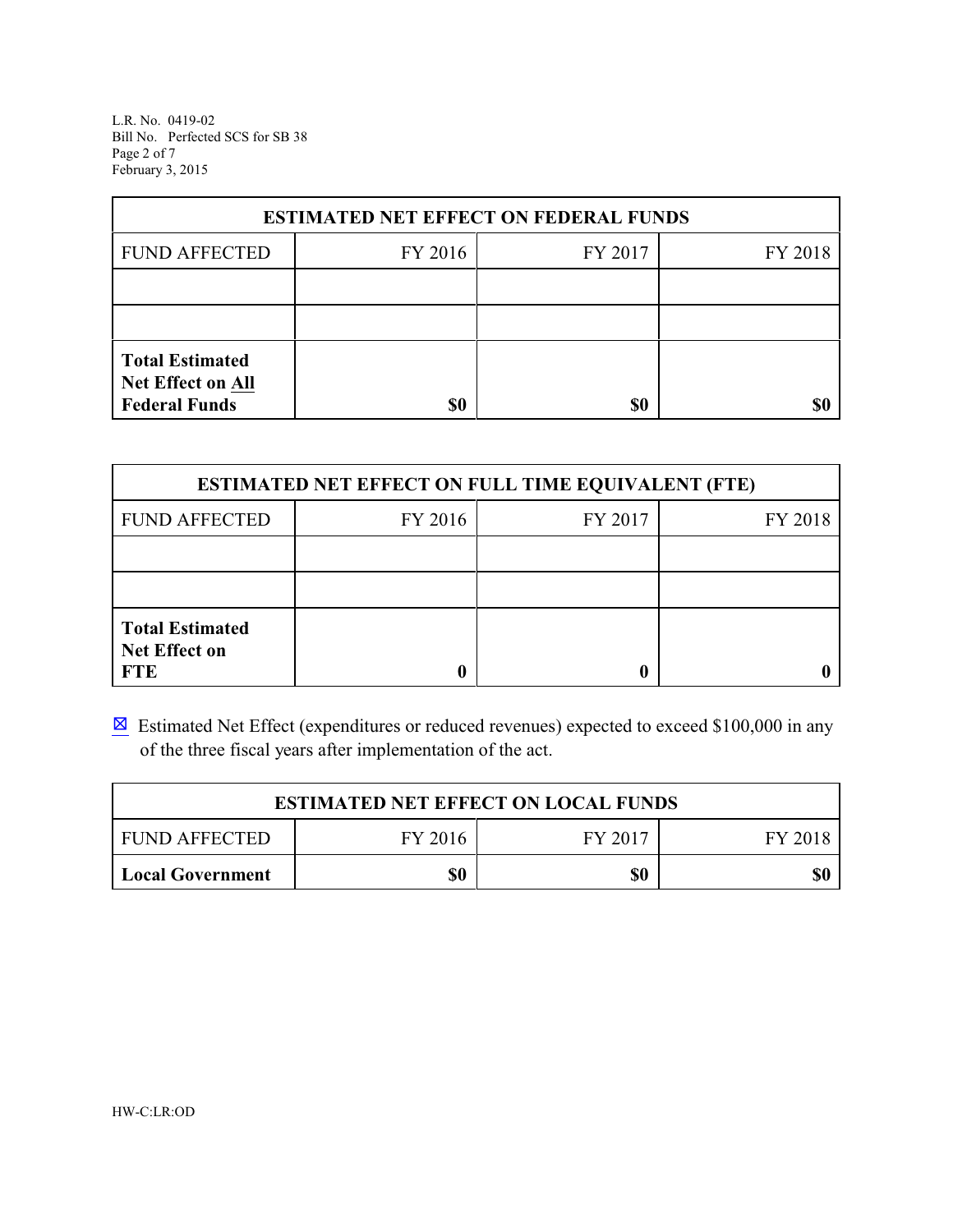| ESTIMATED NET EFFECT ON FEDERAL FUNDS | | | |
|---|---|---|---|
| FUND AFFECTED | FY 2016 | FY 2017 | FY 2018 |
| | | | |
| | | | |
| **Total Estimated Net Effect on All Federal Funds** | **$0** | **$0** | **$0** |

| ESTIMATED NET EFFECT ON FULL TIME EQUIVALENT (FTE) | | | |
|---|---|---|---|
| FUND AFFECTED | FY 2016 | FY 2017 | FY 2018 |
| | | | |
| | | | |
| **Total Estimated Net Effect on FTE** | **0** | **0** | **0** |

☒ Estimated Net Effect (expenditures or reduced revenues) expected to exceed $100,000 in any of the three fiscal years after implementation of the act.

| ESTIMATED NET EFFECT ON LOCAL FUNDS | | | |
|---|---|---|---|
| FUND AFFECTED | FY 2016 | FY 2017 | FY 2018 |
| **Local Government** | **$0** | **$0** | **$0** |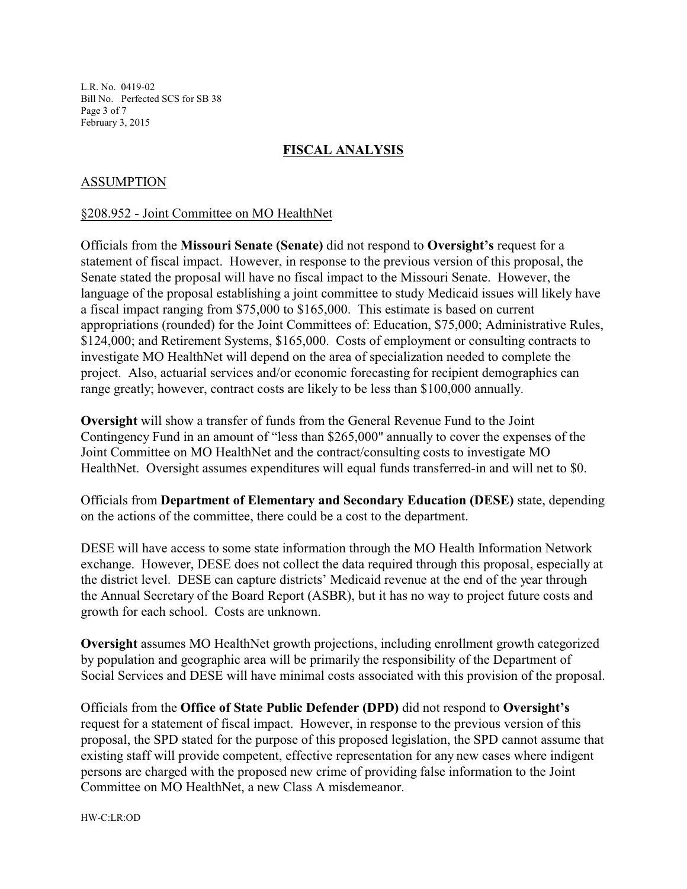## FISCAL ANALYSIS

### ASSUMPTION

§208.952 - Joint Committee on MO HealthNet

Officials from the **Missouri Senate (Senate)** did not respond to **Oversight's** request for a statement of fiscal impact. However, in response to the previous version of this proposal, the Senate stated the proposal will have no fiscal impact to the Missouri Senate. However, the language of the proposal establishing a joint committee to study Medicaid issues will likely have a fiscal impact ranging from $75,000 to $165,000. This estimate is based on current appropriations (rounded) for the Joint Committees of: Education, $75,000; Administrative Rules, $124,000; and Retirement Systems, $165,000. Costs of employment or consulting contracts to investigate MO HealthNet will depend on the area of specialization needed to complete the project. Also, actuarial services and/or economic forecasting for recipient demographics can range greatly; however, contract costs are likely to be less than $100,000 annually.

**Oversight** will show a transfer of funds from the General Revenue Fund to the Joint Contingency Fund in an amount of "less than $265,000" annually to cover the expenses of the Joint Committee on MO HealthNet and the contract/consulting costs to investigate MO HealthNet. Oversight assumes expenditures will equal funds transferred-in and will net to $0.

Officials from **Department of Elementary and Secondary Education (DESE)** state, depending on the actions of the committee, there could be a cost to the department.

DESE will have access to some state information through the MO Health Information Network exchange. However, DESE does not collect the data required through this proposal, especially at the district level. DESE can capture districts' Medicaid revenue at the end of the year through the Annual Secretary of the Board Report (ASBR), but it has no way to project future costs and growth for each school. Costs are unknown.

**Oversight** assumes MO HealthNet growth projections, including enrollment growth categorized by population and geographic area will be primarily the responsibility of the Department of Social Services and DESE will have minimal costs associated with this provision of the proposal.

Officials from the **Office of State Public Defender (DPD)** did not respond to **Oversight's** request for a statement of fiscal impact. However, in response to the previous version of this proposal, the SPD stated for the purpose of this proposed legislation, the SPD cannot assume that existing staff will provide competent, effective representation for any new cases where indigent persons are charged with the proposed new crime of providing false information to the Joint Committee on MO HealthNet, a new Class A misdemeanor.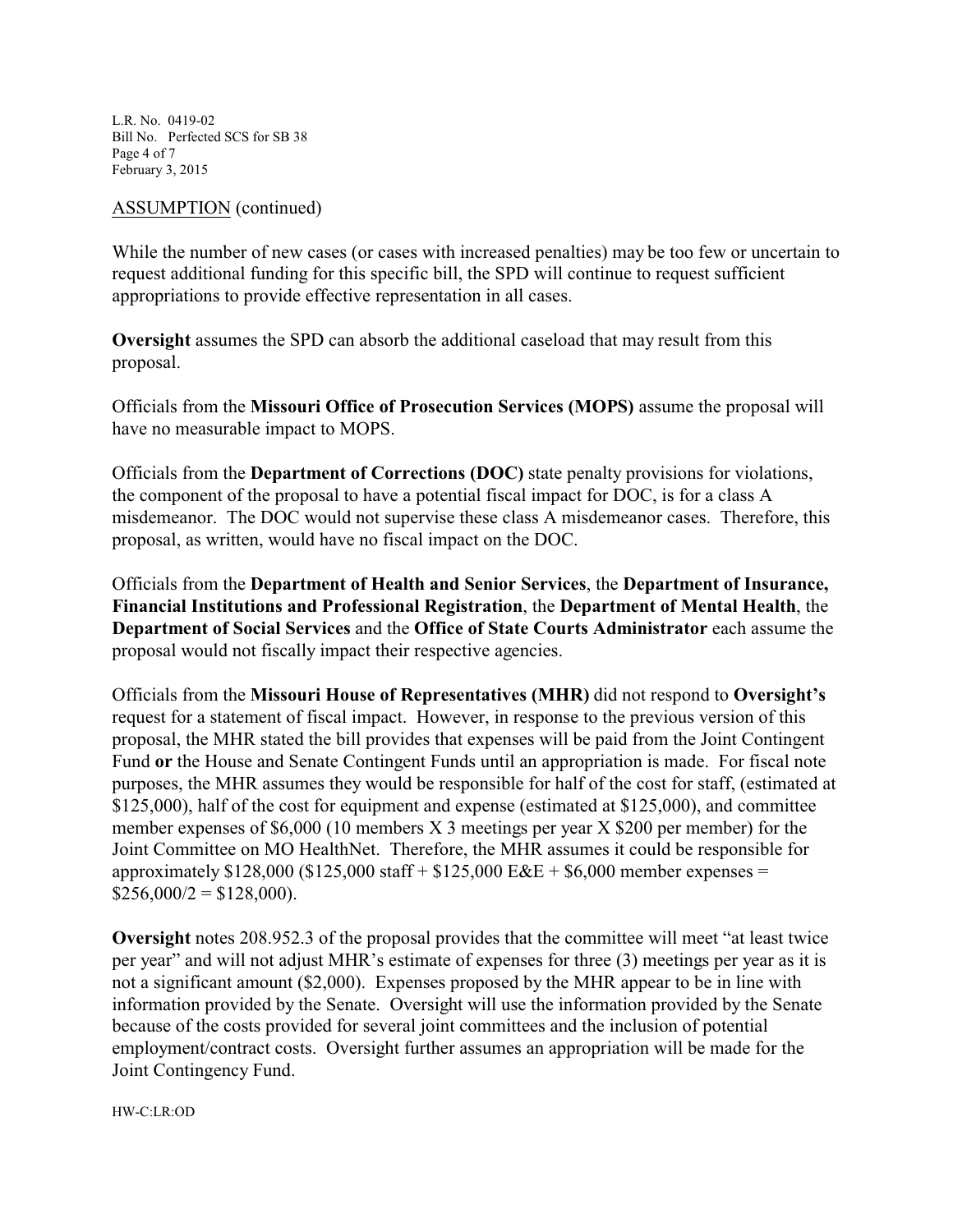ASSUMPTION (continued)

While the number of new cases (or cases with increased penalties) may be too few or uncertain to request additional funding for this specific bill, the SPD will continue to request sufficient appropriations to provide effective representation in all cases.

**Oversight** assumes the SPD can absorb the additional caseload that may result from this proposal.

Officials from the **Missouri Office of Prosecution Services (MOPS)** assume the proposal will have no measurable impact to MOPS.

Officials from the **Department of Corrections (DOC)** state penalty provisions for violations, the component of the proposal to have a potential fiscal impact for DOC, is for a class A misdemeanor. The DOC would not supervise these class A misdemeanor cases. Therefore, this proposal, as written, would have no fiscal impact on the DOC.

Officials from the **Department of Health and Senior Services**, the **Department of Insurance, Financial Institutions and Professional Registration**, the **Department of Mental Health**, the **Department of Social Services** and the **Office of State Courts Administrator** each assume the proposal would not fiscally impact their respective agencies.

Officials from the **Missouri House of Representatives (MHR)** did not respond to **Oversight's** request for a statement of fiscal impact. However, in response to the previous version of this proposal, the MHR stated the bill provides that expenses will be paid from the Joint Contingent Fund **or** the House and Senate Contingent Funds until an appropriation is made. For fiscal note purposes, the MHR assumes they would be responsible for half of the cost for staff, (estimated at $125,000), half of the cost for equipment and expense (estimated at $125,000), and committee member expenses of $6,000 (10 members X 3 meetings per year X $200 per member) for the Joint Committee on MO HealthNet. Therefore, the MHR assumes it could be responsible for approximately $128,000 ($125,000 staff + $125,000 E&E + $6,000 member expenses = $256,000/2 = $128,000).

**Oversight** notes 208.952.3 of the proposal provides that the committee will meet "at least twice per year" and will not adjust MHR's estimate of expenses for three (3) meetings per year as it is not a significant amount ($2,000). Expenses proposed by the MHR appear to be in line with information provided by the Senate. Oversight will use the information provided by the Senate because of the costs provided for several joint committees and the inclusion of potential employment/contract costs. Oversight further assumes an appropriation will be made for the Joint Contingency Fund.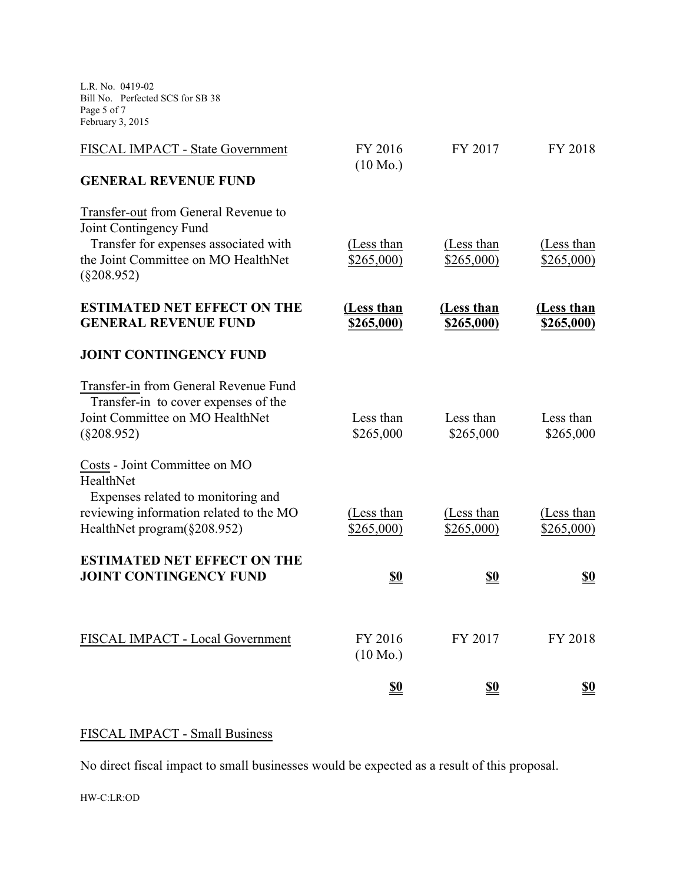| FISCAL IMPACT - State Government | FY 2016 (10 Mo.) | FY 2017 | FY 2018 |
|---|---|---|---|
| **GENERAL REVENUE FUND** | | | |
| Transfer-out from General Revenue to Joint Contingency Fund | | | |
| Transfer for expenses associated with the Joint Committee on MO HealthNet (§208.952) | (Less than $265,000) | (Less than $265,000) | (Less than $265,000) |
| **ESTIMATED NET EFFECT ON THE GENERAL REVENUE FUND** | **(Less than $265,000)** | **(Less than $265,000)** | **(Less than $265,000)** |
| **JOINT CONTINGENCY FUND** | | | |
| Transfer-in from General Revenue Fund | | | |
| Transfer-in to cover expenses of the Joint Committee on MO HealthNet (§208.952) | Less than $265,000 | Less than $265,000 | Less than $265,000 |
| Costs - Joint Committee on MO HealthNet | | | |
| Expenses related to monitoring and reviewing information related to the MO HealthNet program(§208.952) | (Less than $265,000) | (Less than $265,000) | (Less than $265,000) |
| **ESTIMATED NET EFFECT ON THE JOINT CONTINGENCY FUND** | **$0** | **$0** | **$0** |

| FISCAL IMPACT - Local Government | FY 2016 (10 Mo.) | FY 2017 | FY 2018 |
|---|---|---|---|
| | **$0** | **$0** | **$0** |

FISCAL IMPACT - Small Business

No direct fiscal impact to small businesses would be expected as a result of this proposal.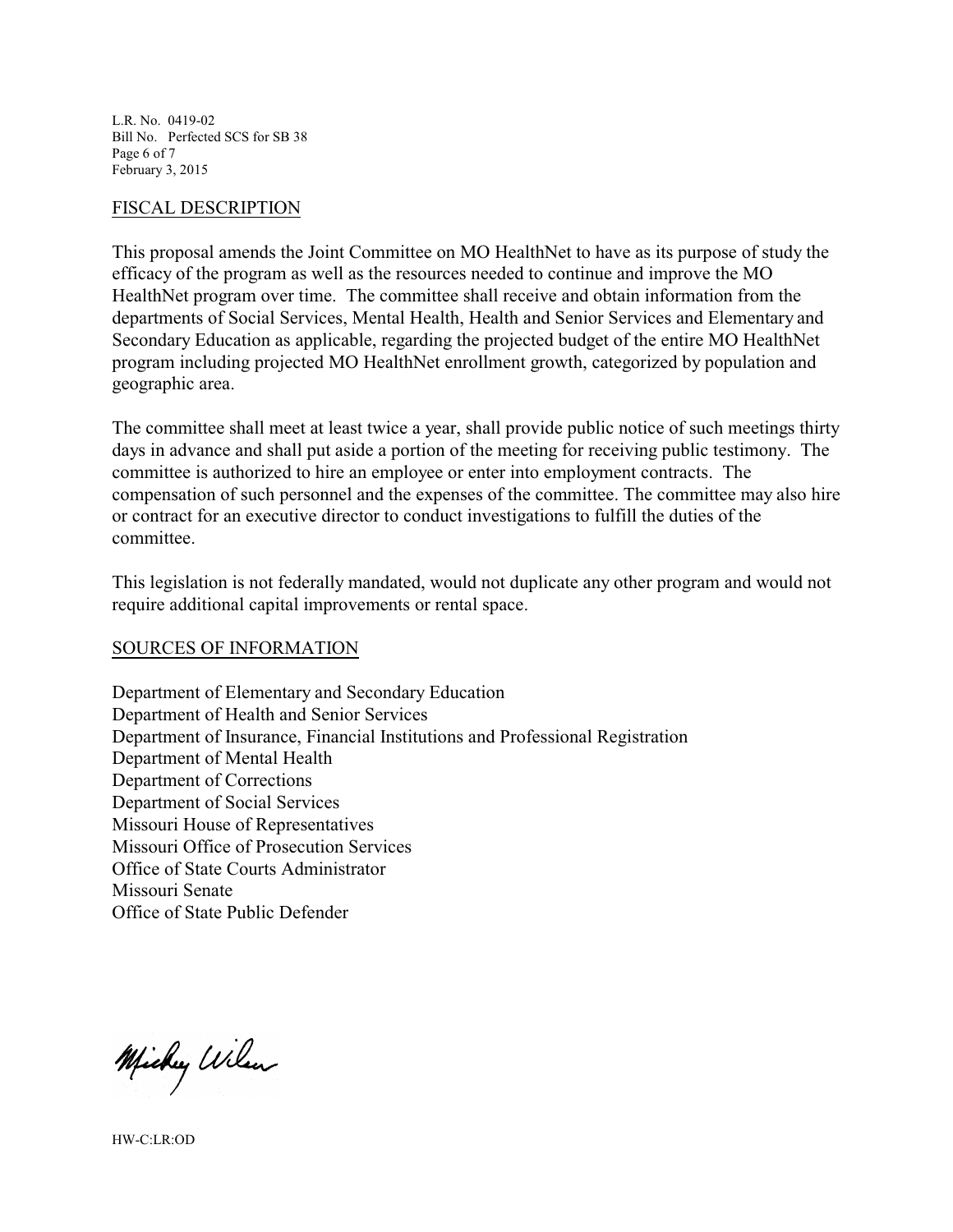## FISCAL DESCRIPTION

This proposal amends the Joint Committee on MO HealthNet to have as its purpose of study the efficacy of the program as well as the resources needed to continue and improve the MO HealthNet program over time. The committee shall receive and obtain information from the departments of Social Services, Mental Health, Health and Senior Services and Elementary and Secondary Education as applicable, regarding the projected budget of the entire MO HealthNet program including projected MO HealthNet enrollment growth, categorized by population and geographic area.

The committee shall meet at least twice a year, shall provide public notice of such meetings thirty days in advance and shall put aside a portion of the meeting for receiving public testimony. The committee is authorized to hire an employee or enter into employment contracts. The compensation of such personnel and the expenses of the committee. The committee may also hire or contract for an executive director to conduct investigations to fulfill the duties of the committee.

This legislation is not federally mandated, would not duplicate any other program and would not require additional capital improvements or rental space.

## SOURCES OF INFORMATION

Department of Elementary and Secondary Education
Department of Health and Senior Services
Department of Insurance, Financial Institutions and Professional Registration
Department of Mental Health
Department of Corrections
Department of Social Services
Missouri House of Representatives
Missouri Office of Prosecution Services
Office of State Courts Administrator
Missouri Senate
Office of State Public Defender

Mickey Wilson

HW-C:LR:OD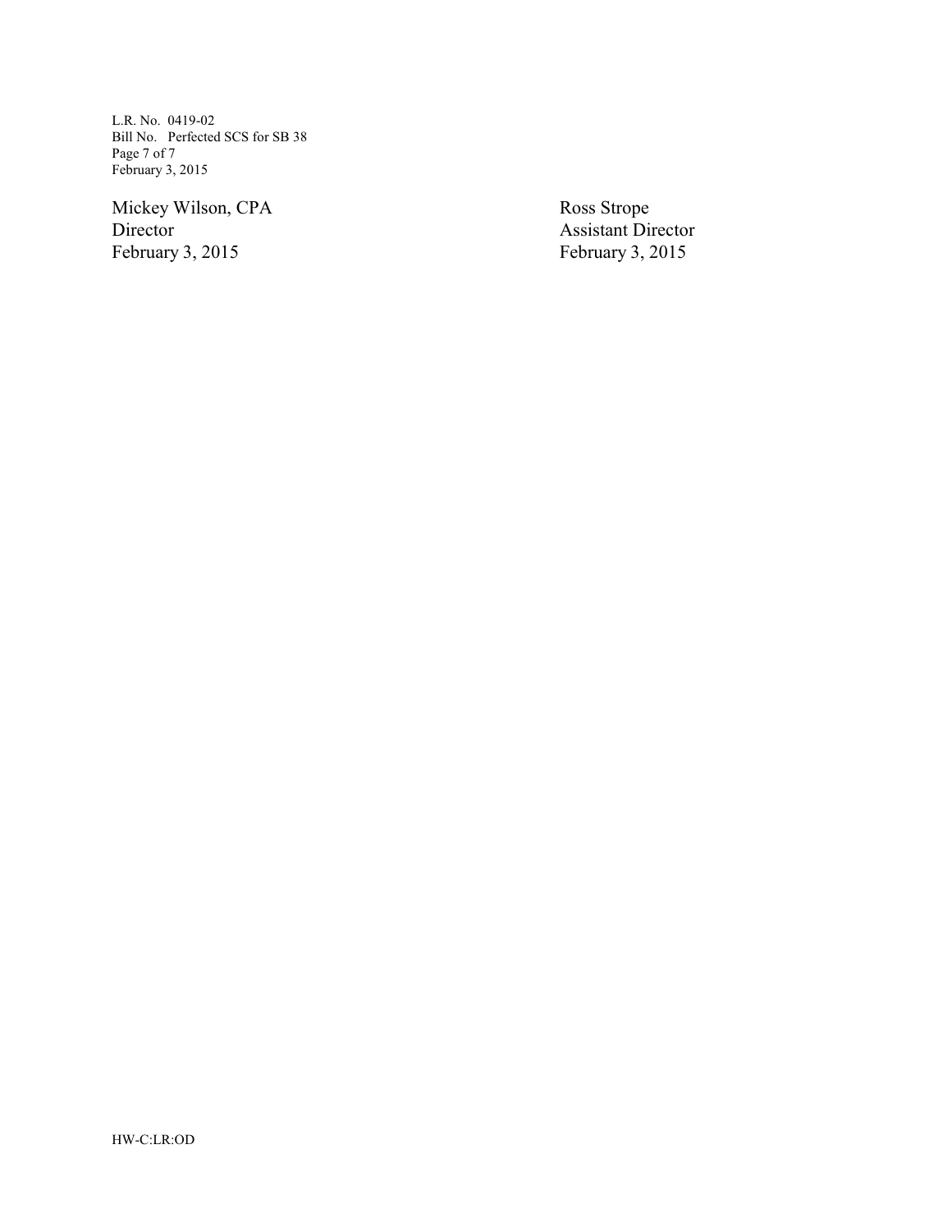Mickey Wilson, CPA
Director
February 3, 2015

Ross Strope
Assistant Director
February 3, 2015

HW-C:LR:OD